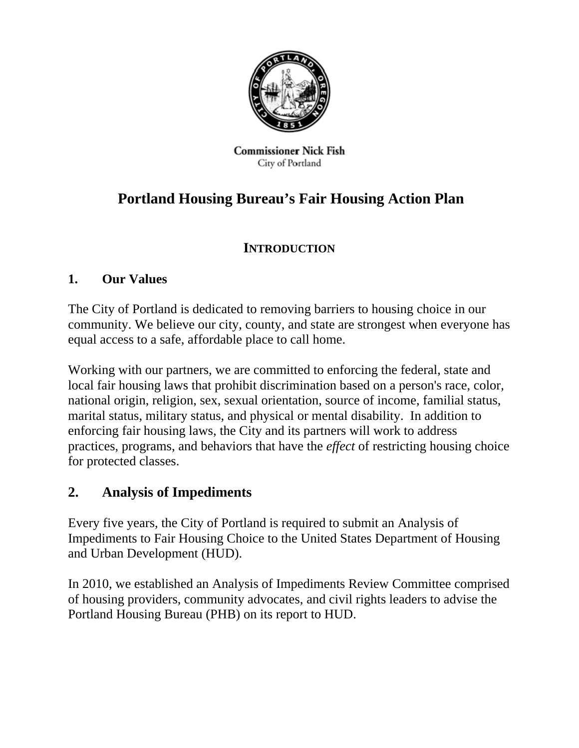**Commissioner Nick Fish**
City of Portland

# Portland Housing Bureau's Fair Housing Action Plan

## INTRODUCTION

### 1. Our Values

The City of Portland is dedicated to removing barriers to housing choice in our community. We believe our city, county, and state are strongest when everyone has equal access to a safe, affordable place to call home.

Working with our partners, we are committed to enforcing the federal, state and local fair housing laws that prohibit discrimination based on a person's race, color, national origin, religion, sex, sexual orientation, source of income, familial status, marital status, military status, and physical or mental disability. In addition to enforcing fair housing laws, the City and its partners will work to address practices, programs, and behaviors that have the *effect* of restricting housing choice for protected classes.

### 2. Analysis of Impediments

Every five years, the City of Portland is required to submit an Analysis of Impediments to Fair Housing Choice to the United States Department of Housing and Urban Development (HUD).

In 2010, we established an Analysis of Impediments Review Committee comprised of housing providers, community advocates, and civil rights leaders to advise the Portland Housing Bureau (PHB) on its report to HUD.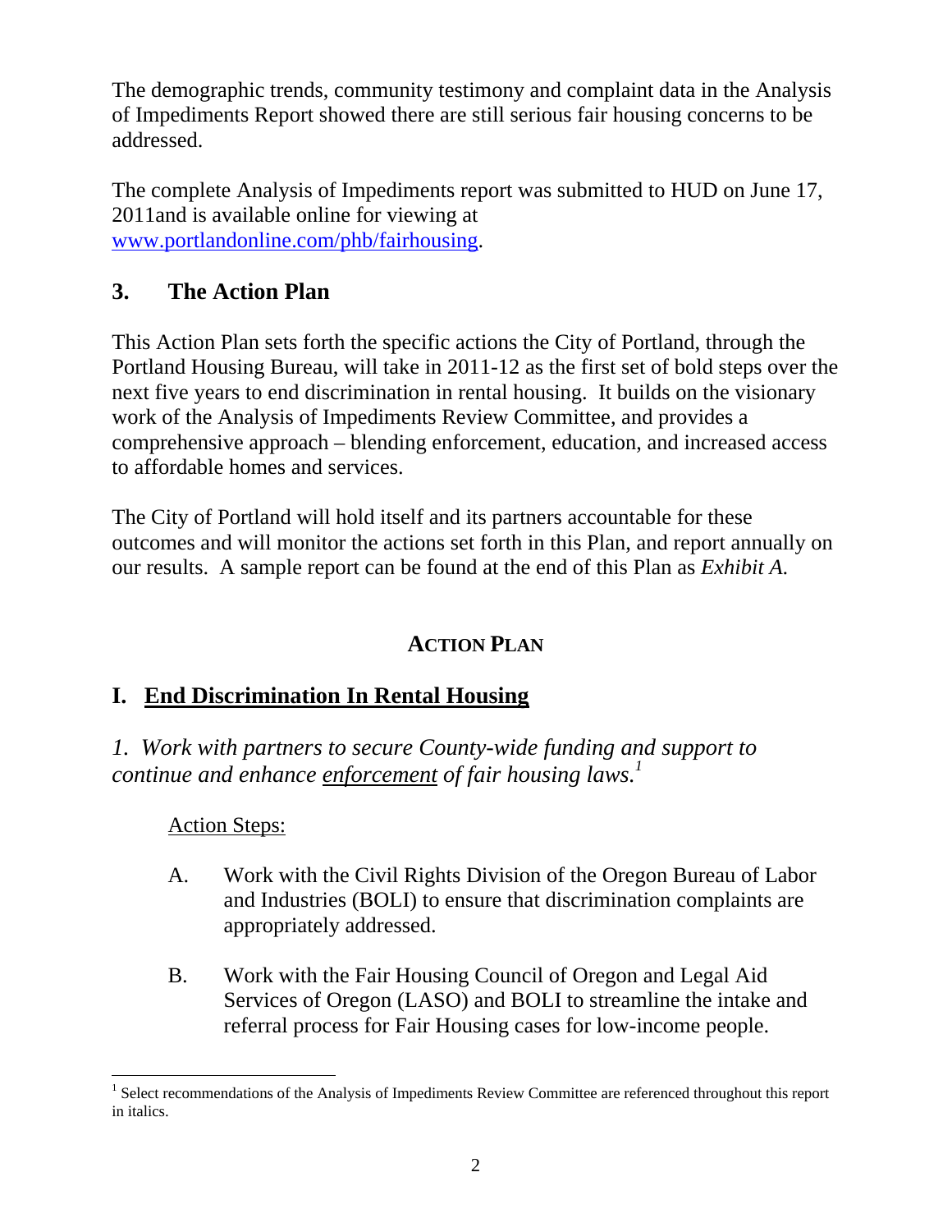The demographic trends, community testimony and complaint data in the Analysis of Impediments Report showed there are still serious fair housing concerns to be addressed.

The complete Analysis of Impediments report was submitted to HUD on June 17, 2011and is available online for viewing at [www.portlandonline.com/phb/fairhousing](www.portlandonline.com/phb/fairhousing).

## 3. The Action Plan

This Action Plan sets forth the specific actions the City of Portland, through the Portland Housing Bureau, will take in 2011-12 as the first set of bold steps over the next five years to end discrimination in rental housing. It builds on the visionary work of the Analysis of Impediments Review Committee, and provides a comprehensive approach – blending enforcement, education, and increased access to affordable homes and services.

The City of Portland will hold itself and its partners accountable for these outcomes and will monitor the actions set forth in this Plan, and report annually on our results. A sample report can be found at the end of this Plan as *Exhibit A.*

## ACTION PLAN

## I. End Discrimination In Rental Housing

*1. Work with partners to secure County-wide funding and support to continue and enhance enforcement of fair housing laws.*[1]

Action Steps:

A. Work with the Civil Rights Division of the Oregon Bureau of Labor and Industries (BOLI) to ensure that discrimination complaints are appropriately addressed.

B. Work with the Fair Housing Council of Oregon and Legal Aid Services of Oregon (LASO) and BOLI to streamline the intake and referral process for Fair Housing cases for low-income people.

---

[1] Select recommendations of the Analysis of Impediments Review Committee are referenced throughout this report in italics.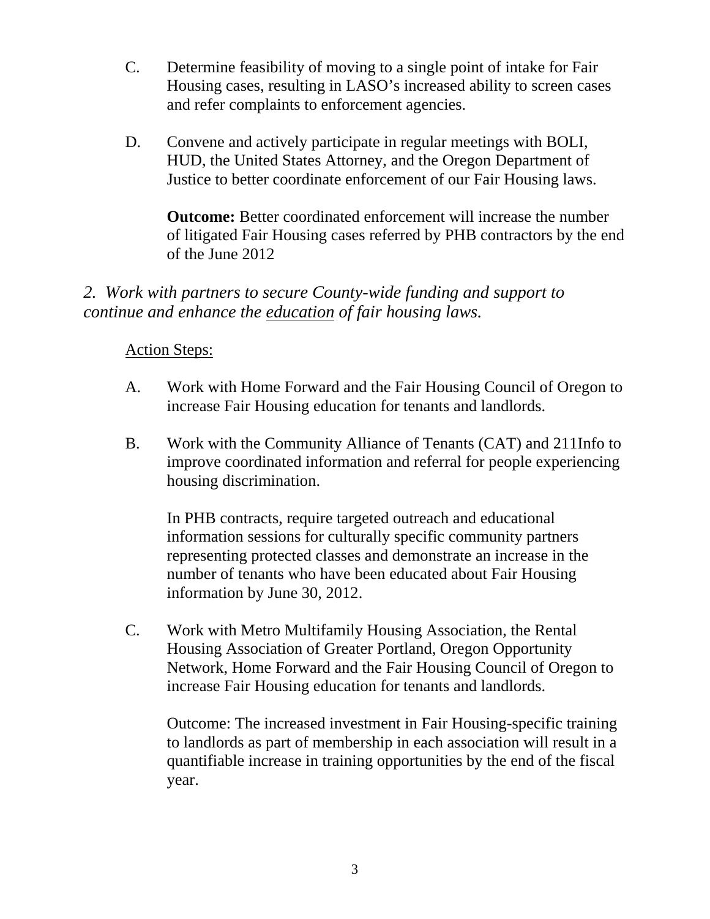C. Determine feasibility of moving to a single point of intake for Fair Housing cases, resulting in LASO's increased ability to screen cases and refer complaints to enforcement agencies.

D. Convene and actively participate in regular meetings with BOLI, HUD, the United States Attorney, and the Oregon Department of Justice to better coordinate enforcement of our Fair Housing laws.

   **Outcome:** Better coordinated enforcement will increase the number of litigated Fair Housing cases referred by PHB contractors by the end of the June 2012

*2. Work with partners to secure County-wide funding and support to continue and enhance the <u>education</u> of fair housing laws.*

<u>Action Steps:</u>

A. Work with Home Forward and the Fair Housing Council of Oregon to increase Fair Housing education for tenants and landlords.

B. Work with the Community Alliance of Tenants (CAT) and 211Info to improve coordinated information and referral for people experiencing housing discrimination.

   In PHB contracts, require targeted outreach and educational information sessions for culturally specific community partners representing protected classes and demonstrate an increase in the number of tenants who have been educated about Fair Housing information by June 30, 2012.

C. Work with Metro Multifamily Housing Association, the Rental Housing Association of Greater Portland, Oregon Opportunity Network, Home Forward and the Fair Housing Council of Oregon to increase Fair Housing education for tenants and landlords.

   Outcome: The increased investment in Fair Housing-specific training to landlords as part of membership in each association will result in a quantifiable increase in training opportunities by the end of the fiscal year.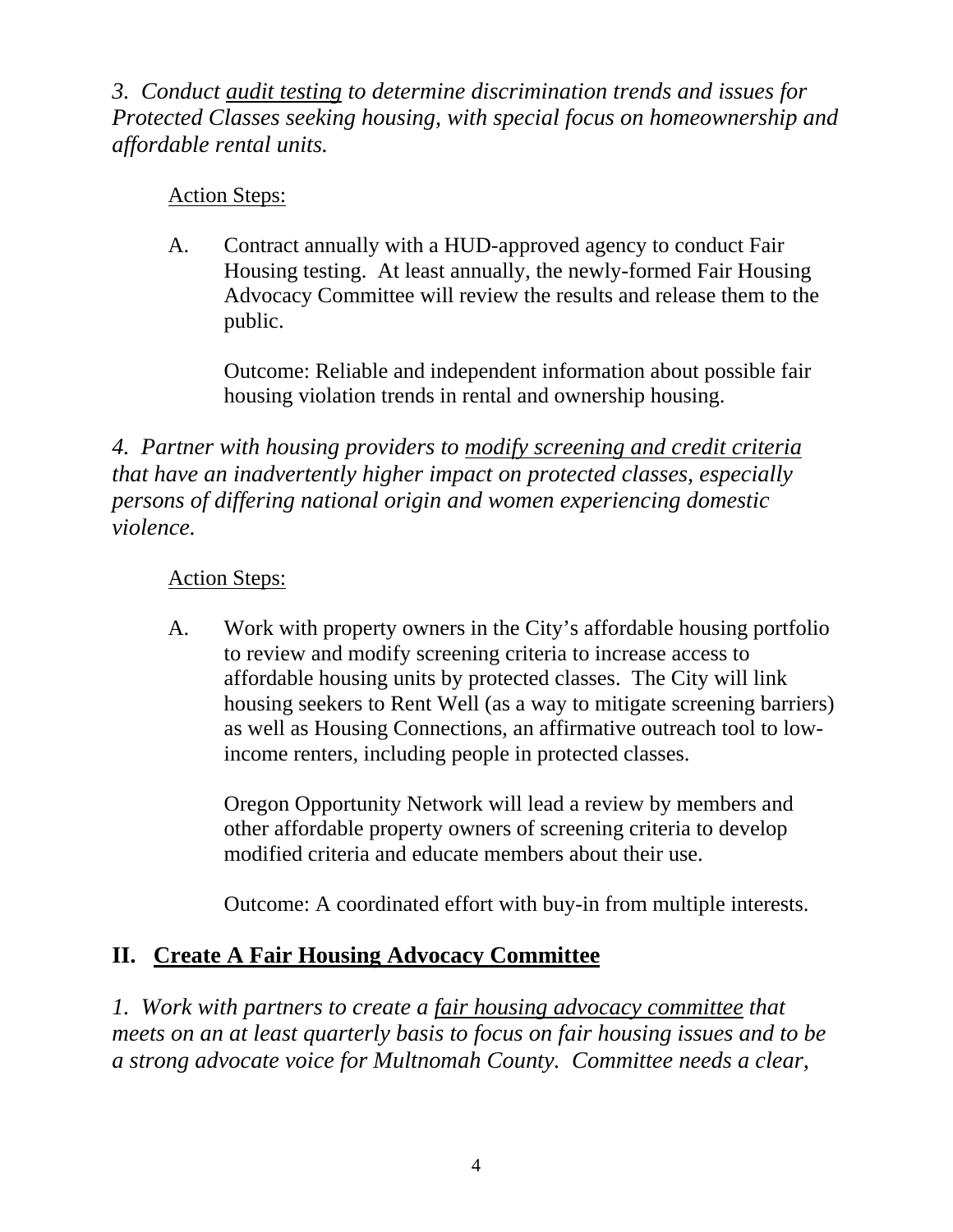*3. Conduct audit testing to determine discrimination trends and issues for Protected Classes seeking housing, with special focus on homeownership and affordable rental units.*

Action Steps:

A. Contract annually with a HUD-approved agency to conduct Fair Housing testing. At least annually, the newly-formed Fair Housing Advocacy Committee will review the results and release them to the public.

Outcome: Reliable and independent information about possible fair housing violation trends in rental and ownership housing.

*4. Partner with housing providers to modify screening and credit criteria that have an inadvertently higher impact on protected classes, especially persons of differing national origin and women experiencing domestic violence.*

Action Steps:

A. Work with property owners in the City's affordable housing portfolio to review and modify screening criteria to increase access to affordable housing units by protected classes. The City will link housing seekers to Rent Well (as a way to mitigate screening barriers) as well as Housing Connections, an affirmative outreach tool to low-income renters, including people in protected classes.

Oregon Opportunity Network will lead a review by members and other affordable property owners of screening criteria to develop modified criteria and educate members about their use.

Outcome: A coordinated effort with buy-in from multiple interests.

## II. Create A Fair Housing Advocacy Committee

*1. Work with partners to create a fair housing advocacy committee that meets on an at least quarterly basis to focus on fair housing issues and to be a strong advocate voice for Multnomah County. Committee needs a clear,*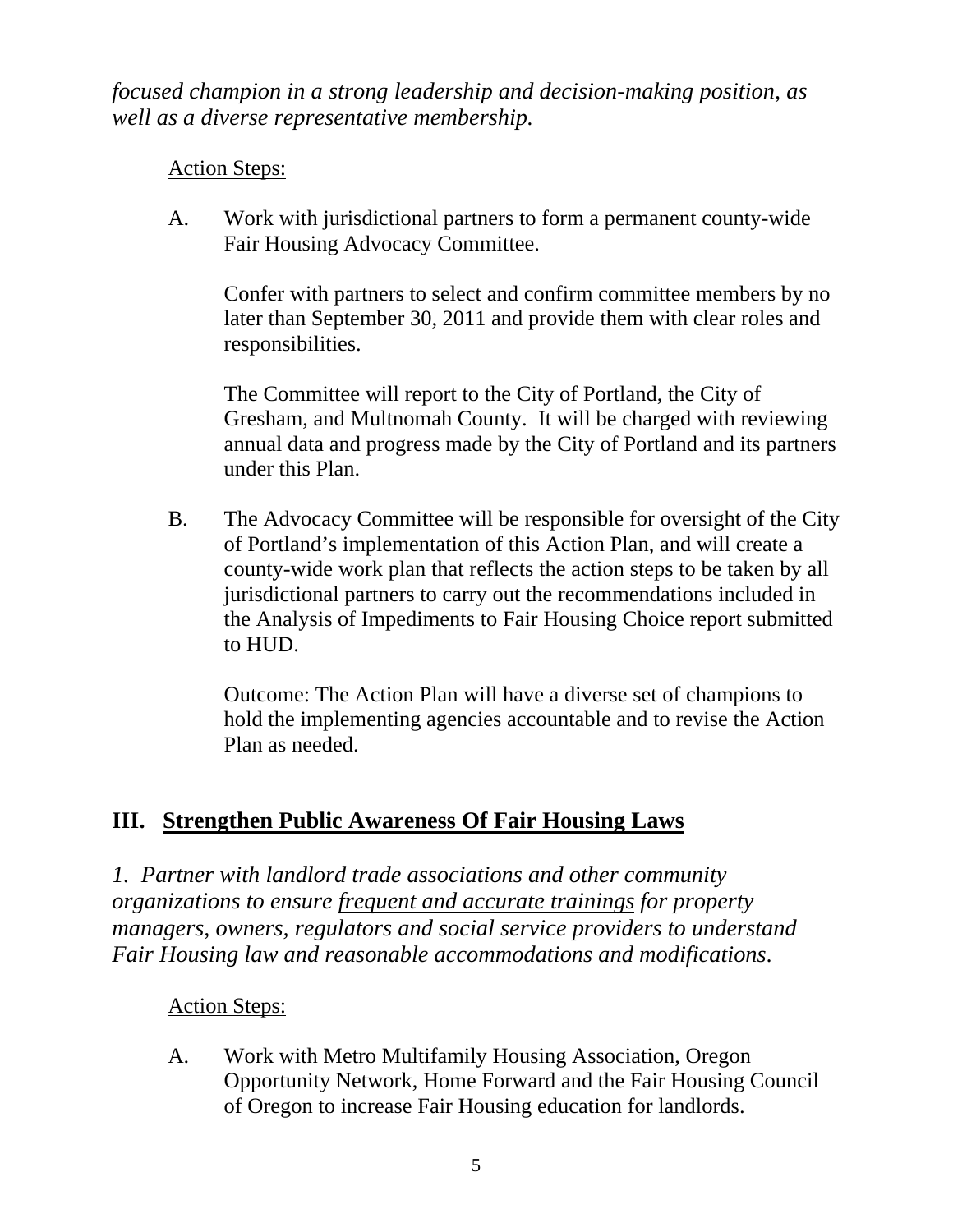*focused champion in a strong leadership and decision-making position, as well as a diverse representative membership.*

Action Steps:

A. Work with jurisdictional partners to form a permanent county-wide Fair Housing Advocacy Committee.

Confer with partners to select and confirm committee members by no later than September 30, 2011 and provide them with clear roles and responsibilities.

The Committee will report to the City of Portland, the City of Gresham, and Multnomah County. It will be charged with reviewing annual data and progress made by the City of Portland and its partners under this Plan.

B. The Advocacy Committee will be responsible for oversight of the City of Portland's implementation of this Action Plan, and will create a county-wide work plan that reflects the action steps to be taken by all jurisdictional partners to carry out the recommendations included in the Analysis of Impediments to Fair Housing Choice report submitted to HUD.

Outcome: The Action Plan will have a diverse set of champions to hold the implementing agencies accountable and to revise the Action Plan as needed.

## III. Strengthen Public Awareness Of Fair Housing Laws

*1. Partner with landlord trade associations and other community organizations to ensure frequent and accurate trainings for property managers, owners, regulators and social service providers to understand Fair Housing law and reasonable accommodations and modifications.*

Action Steps:

A. Work with Metro Multifamily Housing Association, Oregon Opportunity Network, Home Forward and the Fair Housing Council of Oregon to increase Fair Housing education for landlords.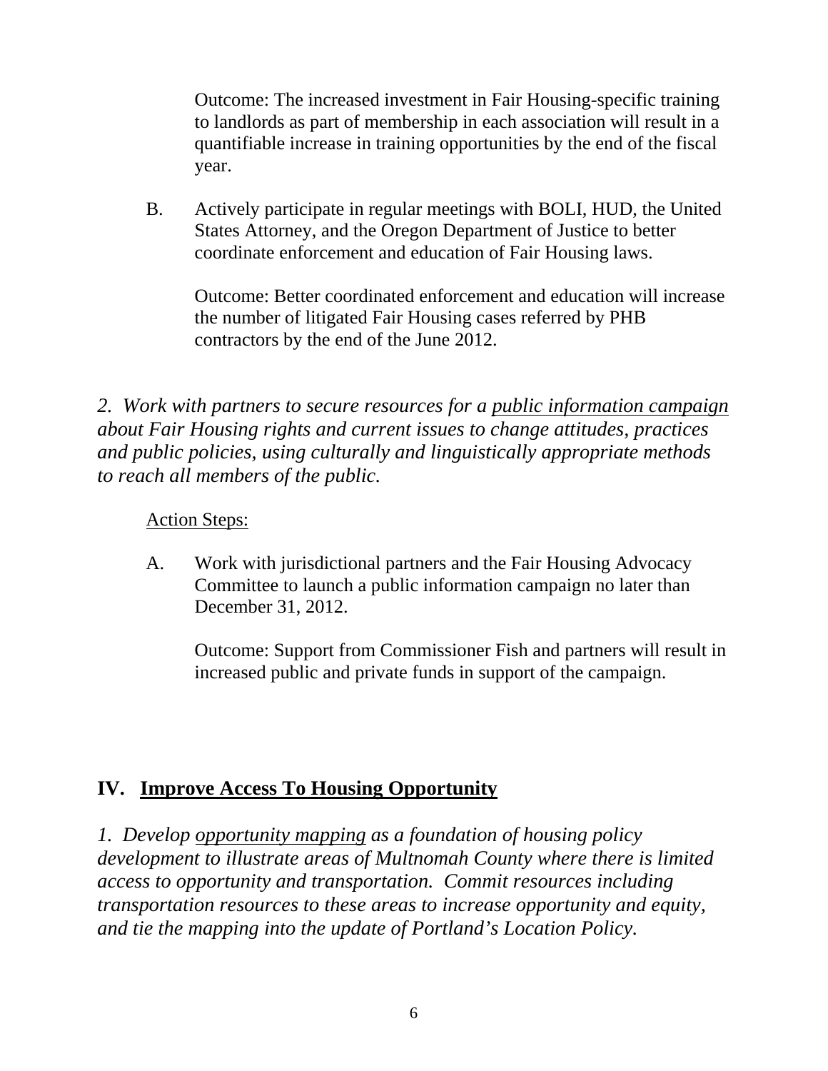Outcome: The increased investment in Fair Housing-specific training to landlords as part of membership in each association will result in a quantifiable increase in training opportunities by the end of the fiscal year.

B. Actively participate in regular meetings with BOLI, HUD, the United States Attorney, and the Oregon Department of Justice to better coordinate enforcement and education of Fair Housing laws.

Outcome: Better coordinated enforcement and education will increase the number of litigated Fair Housing cases referred by PHB contractors by the end of the June 2012.

*2. Work with partners to secure resources for a <u>public information campaign</u> about Fair Housing rights and current issues to change attitudes, practices and public policies, using culturally and linguistically appropriate methods to reach all members of the public.*

<u>Action Steps:</u>

A. Work with jurisdictional partners and the Fair Housing Advocacy Committee to launch a public information campaign no later than December 31, 2012.

Outcome: Support from Commissioner Fish and partners will result in increased public and private funds in support of the campaign.

## IV. <u>Improve Access To Housing Opportunity</u>

*1. Develop <u>opportunity mapping</u> as a foundation of housing policy development to illustrate areas of Multnomah County where there is limited access to opportunity and transportation. Commit resources including transportation resources to these areas to increase opportunity and equity, and tie the mapping into the update of Portland's Location Policy.*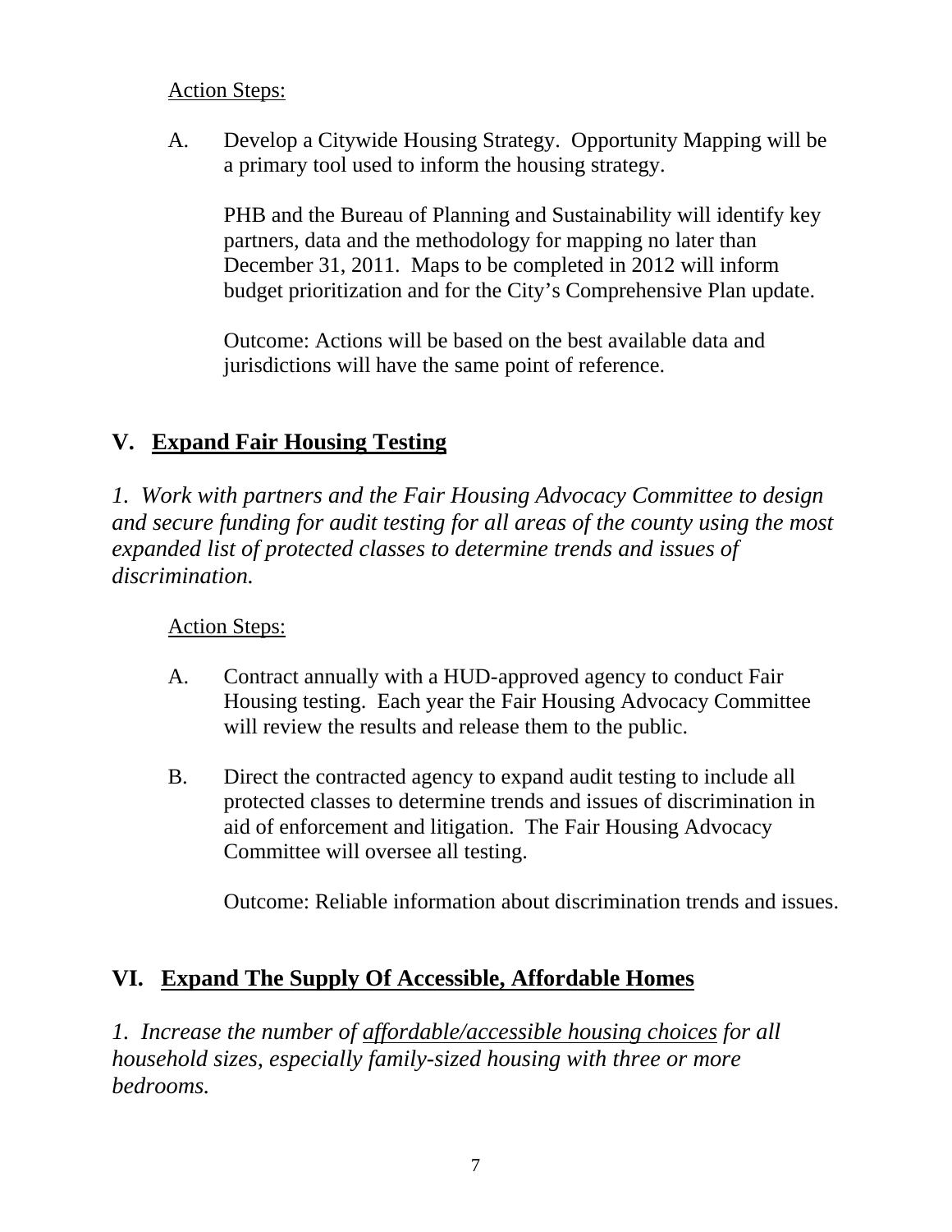Action Steps:

A. Develop a Citywide Housing Strategy. Opportunity Mapping will be a primary tool used to inform the housing strategy.

PHB and the Bureau of Planning and Sustainability will identify key partners, data and the methodology for mapping no later than December 31, 2011. Maps to be completed in 2012 will inform budget prioritization and for the City's Comprehensive Plan update.

Outcome: Actions will be based on the best available data and jurisdictions will have the same point of reference.

## V. Expand Fair Housing Testing

*1. Work with partners and the Fair Housing Advocacy Committee to design and secure funding for audit testing for all areas of the county using the most expanded list of protected classes to determine trends and issues of discrimination.*

Action Steps:

A. Contract annually with a HUD-approved agency to conduct Fair Housing testing. Each year the Fair Housing Advocacy Committee will review the results and release them to the public.

B. Direct the contracted agency to expand audit testing to include all protected classes to determine trends and issues of discrimination in aid of enforcement and litigation. The Fair Housing Advocacy Committee will oversee all testing.

Outcome: Reliable information about discrimination trends and issues.

## VI. Expand The Supply Of Accessible, Affordable Homes

*1. Increase the number of affordable/accessible housing choices for all household sizes, especially family-sized housing with three or more bedrooms.*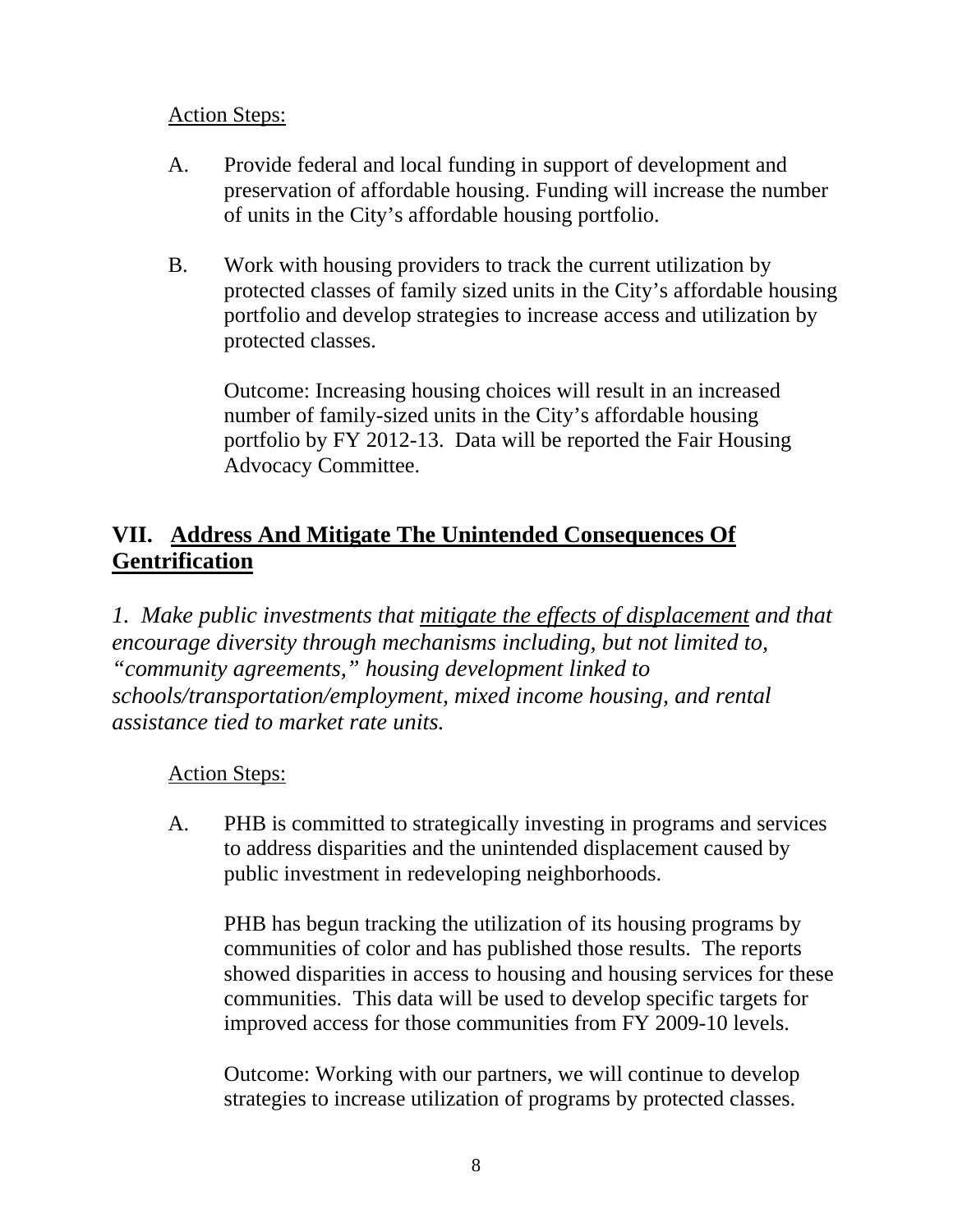Action Steps:

A. Provide federal and local funding in support of development and preservation of affordable housing. Funding will increase the number of units in the City's affordable housing portfolio.

B. Work with housing providers to track the current utilization by protected classes of family sized units in the City's affordable housing portfolio and develop strategies to increase access and utilization by protected classes.

Outcome: Increasing housing choices will result in an increased number of family-sized units in the City's affordable housing portfolio by FY 2012-13. Data will be reported the Fair Housing Advocacy Committee.

## VII. Address And Mitigate The Unintended Consequences Of Gentrification

*1. Make public investments that mitigate the effects of displacement and that encourage diversity through mechanisms including, but not limited to, "community agreements," housing development linked to schools/transportation/employment, mixed income housing, and rental assistance tied to market rate units.*

Action Steps:

A. PHB is committed to strategically investing in programs and services to address disparities and the unintended displacement caused by public investment in redeveloping neighborhoods.

PHB has begun tracking the utilization of its housing programs by communities of color and has published those results. The reports showed disparities in access to housing and housing services for these communities. This data will be used to develop specific targets for improved access for those communities from FY 2009-10 levels.

Outcome: Working with our partners, we will continue to develop strategies to increase utilization of programs by protected classes.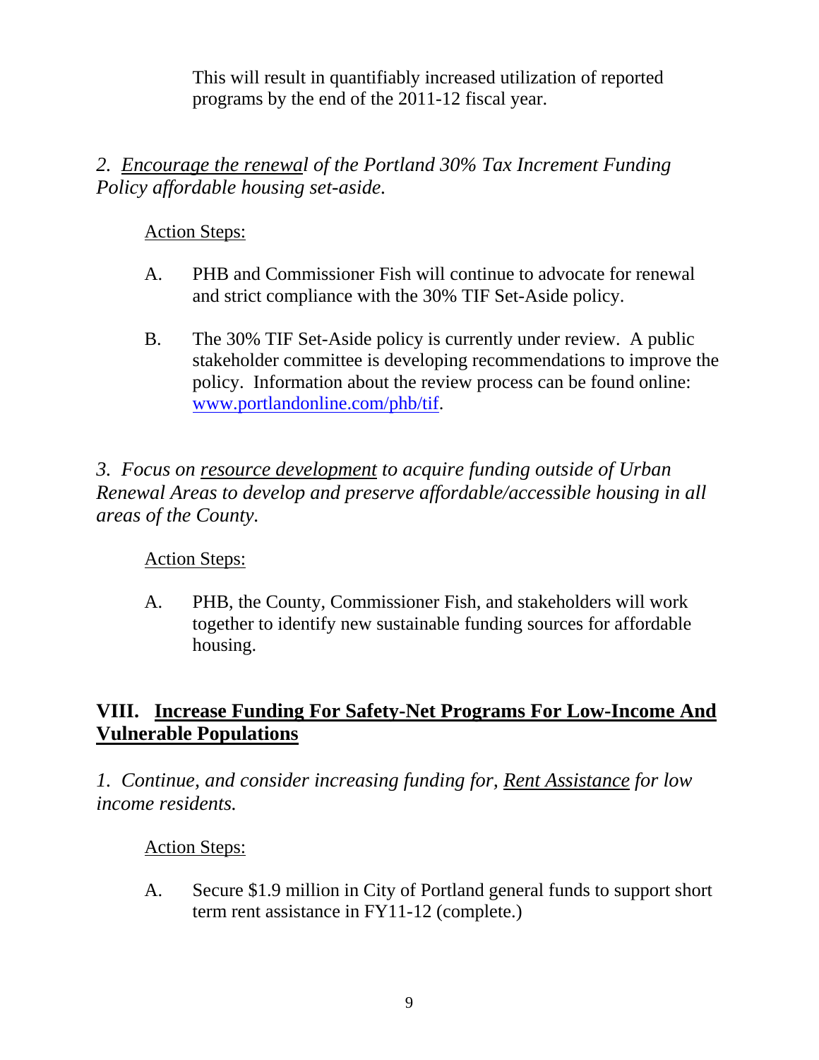This will result in quantifiably increased utilization of reported programs by the end of the 2011-12 fiscal year.

*2. Encourage the renewal of the Portland 30% Tax Increment Funding Policy affordable housing set-aside.*

Action Steps:

A. PHB and Commissioner Fish will continue to advocate for renewal and strict compliance with the 30% TIF Set-Aside policy.

B. The 30% TIF Set-Aside policy is currently under review. A public stakeholder committee is developing recommendations to improve the policy. Information about the review process can be found online: www.portlandonline.com/phb/tif.

*3. Focus on resource development to acquire funding outside of Urban Renewal Areas to develop and preserve affordable/accessible housing in all areas of the County.*

Action Steps:

A. PHB, the County, Commissioner Fish, and stakeholders will work together to identify new sustainable funding sources for affordable housing.

## VIII. Increase Funding For Safety-Net Programs For Low-Income And Vulnerable Populations

*1. Continue, and consider increasing funding for, Rent Assistance for low income residents.*

Action Steps:

A. Secure $1.9 million in City of Portland general funds to support short term rent assistance in FY11-12 (complete.)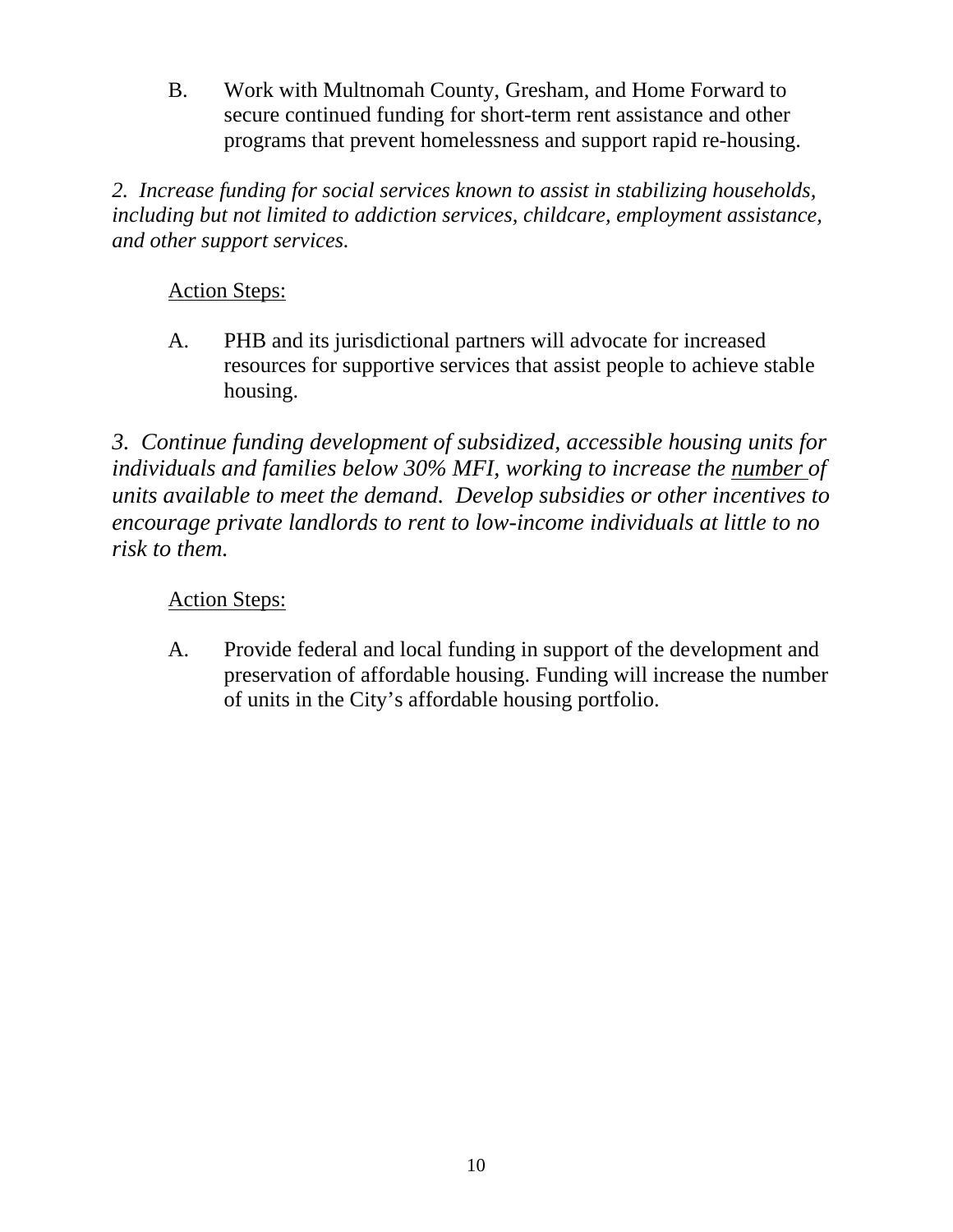B. Work with Multnomah County, Gresham, and Home Forward to secure continued funding for short-term rent assistance and other programs that prevent homelessness and support rapid re-housing.

*2. Increase funding for social services known to assist in stabilizing households, including but not limited to addiction services, childcare, employment assistance, and other support services.*

<u>Action Steps:</u>

A. PHB and its jurisdictional partners will advocate for increased resources for supportive services that assist people to achieve stable housing.

*3. Continue funding development of subsidized, accessible housing units for individuals and families below 30% MFI, working to increase the <u>number</u> of units available to meet the demand. Develop subsidies or other incentives to encourage private landlords to rent to low-income individuals at little to no risk to them.*

<u>Action Steps:</u>

A. Provide federal and local funding in support of the development and preservation of affordable housing. Funding will increase the number of units in the City's affordable housing portfolio.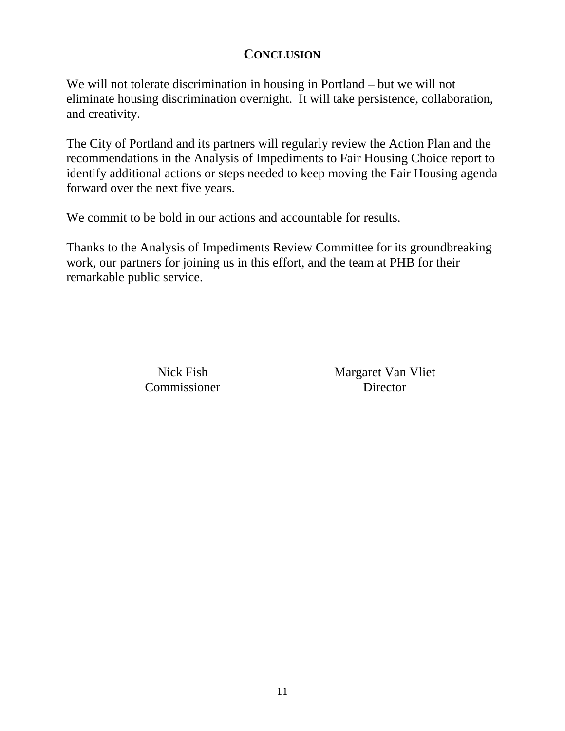## CONCLUSION

We will not tolerate discrimination in housing in Portland – but we will not eliminate housing discrimination overnight. It will take persistence, collaboration, and creativity.

The City of Portland and its partners will regularly review the Action Plan and the recommendations in the Analysis of Impediments to Fair Housing Choice report to identify additional actions or steps needed to keep moving the Fair Housing agenda forward over the next five years.

We commit to be bold in our actions and accountable for results.

Thanks to the Analysis of Impediments Review Committee for its groundbreaking work, our partners for joining us in this effort, and the team at PHB for their remarkable public service.

| \_\_\_\_\_\_\_\_\_\_\_\_\_\_\_\_\_\_\_\_\_\_\_\_\_\_\_\_\_\_ | \_\_\_\_\_\_\_\_\_\_\_\_\_\_\_\_\_\_\_\_\_\_\_\_\_\_\_\_\_\_ |
|---|---|
| Nick Fish<br>Commissioner | Margaret Van Vliet<br>Director |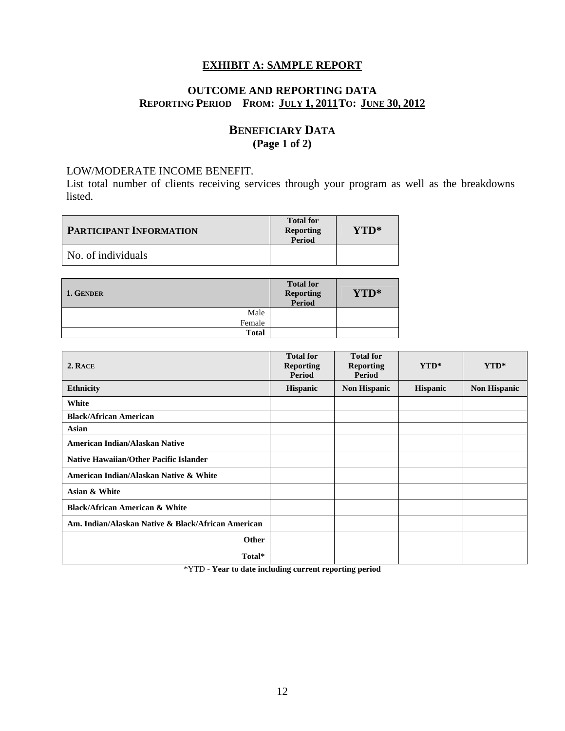## EXHIBIT A: SAMPLE REPORT

### OUTCOME AND REPORTING DATA

**REPORTING PERIOD FROM: JULY 1, 2011 TO: JUNE 30, 2012**

### BENEFICIARY DATA

**(Page 1 of 2)**

LOW/MODERATE INCOME BENEFIT.

List total number of clients receiving services through your program as well as the breakdowns listed.

| PARTICIPANT INFORMATION | Total for Reporting Period | YTD* |
|---|---|---|
| No. of individuals | | |

| 1. GENDER | Total for Reporting Period | YTD* |
|---|---|---|
| Male | | |
| Female | | |
| **Total** | | |

| 2. RACE | Total for Reporting Period | Total for Reporting Period | YTD* | YTD* |
|---|---|---|---|---|
| **Ethnicity** | **Hispanic** | **Non Hispanic** | **Hispanic** | **Non Hispanic** |
| **White** | | | | |
| **Black/African American** | | | | |
| **Asian** | | | | |
| **American Indian/Alaskan Native** | | | | |
| **Native Hawaiian/Other Pacific Islander** | | | | |
| **American Indian/Alaskan Native & White** | | | | |
| **Asian & White** | | | | |
| **Black/African American & White** | | | | |
| **Am. Indian/Alaskan Native & Black/African American** | | | | |
| **Other** | | | | |
| **Total*** | | | | |

*YTD - **Year to date including current reporting period**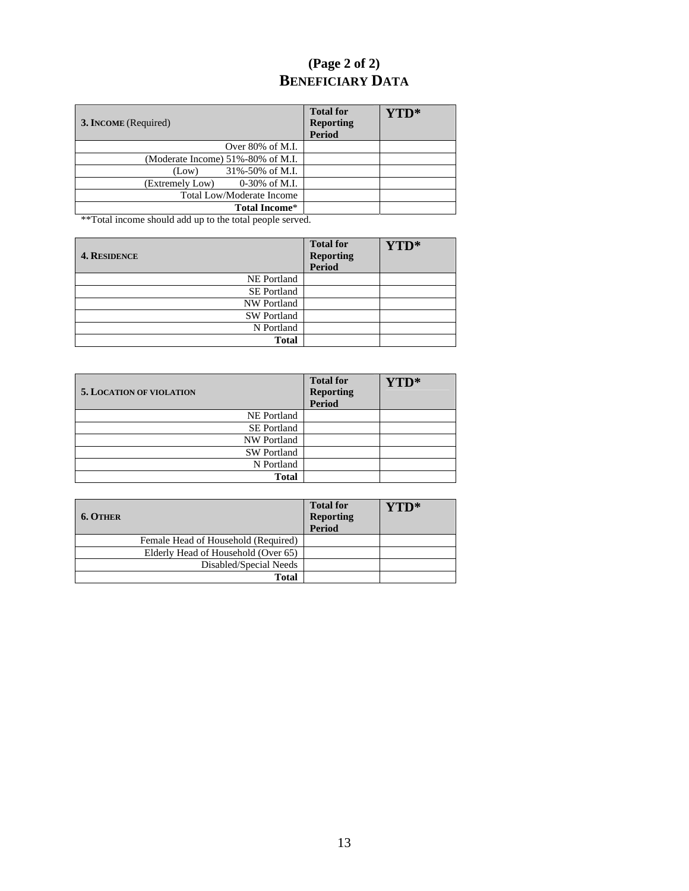# (Page 2 of 2)
## BENEFICIARY DATA

| **3. INCOME** (Required) | **Total for Reporting Period** | **YTD*** |
|---|---|---|
| Over 80% of M.I. | | |
| (Moderate Income) 51%-80% of M.I. | | |
| (Low) 31%-50% of M.I. | | |
| (Extremely Low) 0-30% of M.I. | | |
| Total Low/Moderate Income | | |
| **Total Income*** | | |

**Total income should add up to the total people served.

| **4. RESIDENCE** | **Total for Reporting Period** | **YTD*** |
|---|---|---|
| NE Portland | | |
| SE Portland | | |
| NW Portland | | |
| SW Portland | | |
| N Portland | | |
| **Total** | | |

| **5. LOCATION OF VIOLATION** | **Total for Reporting Period** | **YTD*** |
|---|---|---|
| NE Portland | | |
| SE Portland | | |
| NW Portland | | |
| SW Portland | | |
| N Portland | | |
| **Total** | | |

| **6. OTHER** | **Total for Reporting Period** | **YTD*** |
|---|---|---|
| Female Head of Household (Required) | | |
| Elderly Head of Household (Over 65) | | |
| Disabled/Special Needs | | |
| **Total** | | |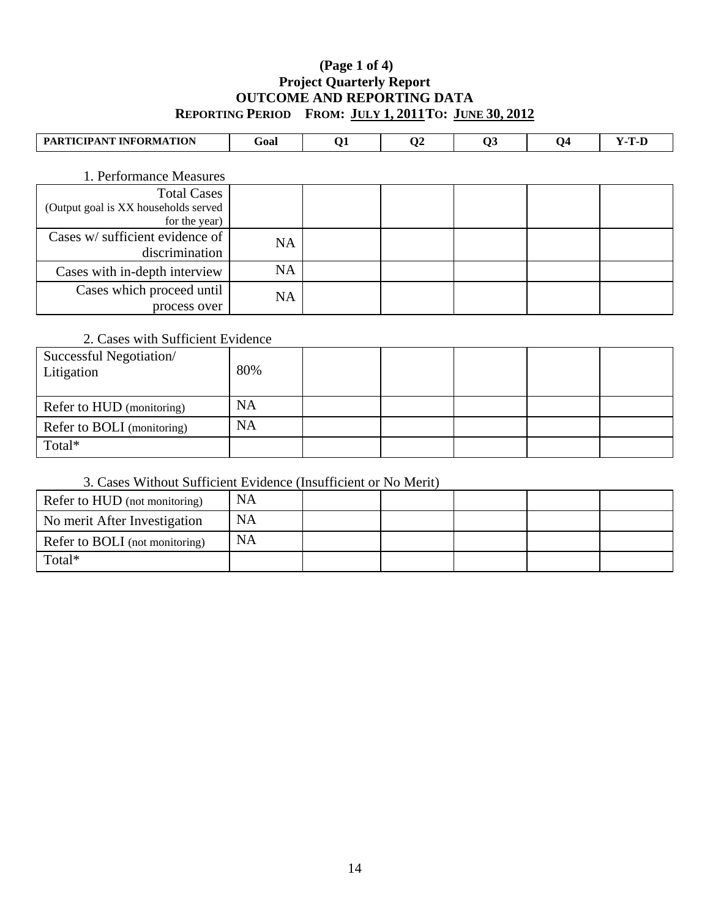**(Page 1 of 4)**
**Project Quarterly Report**
**OUTCOME AND REPORTING DATA**
**REPORTING PERIOD FROM: JULY 1, 2011 TO: JUNE 30, 2012**

| PARTICIPANT INFORMATION | Goal | Q1 | Q2 | Q3 | Q4 | Y-T-D |
|---|---|---|---|---|---|---|

1. Performance Measures

| | | | | | | |
|---|---|---|---|---|---|---|
| Total Cases (Output goal is XX households served for the year) | | | | | | |
| Cases w/ sufficient evidence of discrimination | NA | | | | | |
| Cases with in-depth interview | NA | | | | | |
| Cases which proceed until process over | NA | | | | | |

2. Cases with Sufficient Evidence

| | | | | | | |
|---|---|---|---|---|---|---|
| Successful Negotiation/ Litigation | 80% | | | | | |
| Refer to HUD (monitoring) | NA | | | | | |
| Refer to BOLI (monitoring) | NA | | | | | |
| Total* | | | | | | |

3. Cases Without Sufficient Evidence (Insufficient or No Merit)

| | | | | | | |
|---|---|---|---|---|---|---|
| Refer to HUD (not monitoring) | NA | | | | | |
| No merit After Investigation | NA | | | | | |
| Refer to BOLI (not monitoring) | NA | | | | | |
| Total* | | | | | | |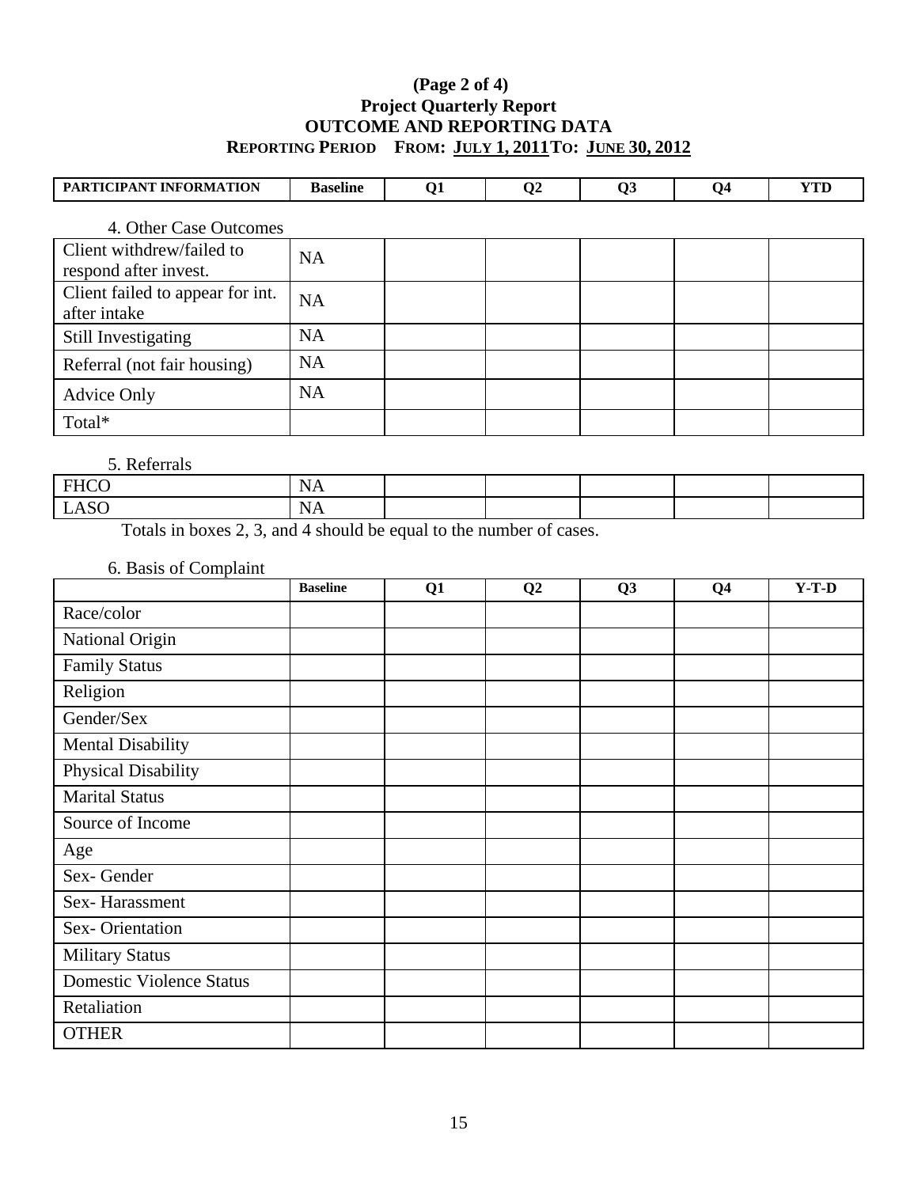**(Page 2 of 4)**
**Project Quarterly Report**
**OUTCOME AND REPORTING DATA**
**REPORTING PERIOD FROM: JULY 1, 2011 TO: JUNE 30, 2012**

| PARTICIPANT INFORMATION | Baseline | Q1 | Q2 | Q3 | Q4 | YTD |
|---|---|---|---|---|---|---|

4. Other Case Outcomes

| | | | | | | |
|---|---|---|---|---|---|---|
| Client withdrew/failed to respond after invest. | NA | | | | | |
| Client failed to appear for int. after intake | NA | | | | | |
| Still Investigating | NA | | | | | |
| Referral (not fair housing) | NA | | | | | |
| Advice Only | NA | | | | | |
| Total* | | | | | | |

5. Referrals

| | | | | | | |
|---|---|---|---|---|---|---|
| FHCO | NA | | | | | |
| LASO | NA | | | | | |

Totals in boxes 2, 3, and 4 should be equal to the number of cases.

6. Basis of Complaint

| | Baseline | Q1 | Q2 | Q3 | Q4 | Y-T-D |
|---|---|---|---|---|---|---|
| Race/color | | | | | | |
| National Origin | | | | | | |
| Family Status | | | | | | |
| Religion | | | | | | |
| Gender/Sex | | | | | | |
| Mental Disability | | | | | | |
| Physical Disability | | | | | | |
| Marital Status | | | | | | |
| Source of Income | | | | | | |
| Age | | | | | | |
| Sex- Gender | | | | | | |
| Sex- Harassment | | | | | | |
| Sex- Orientation | | | | | | |
| Military Status | | | | | | |
| Domestic Violence Status | | | | | | |
| Retaliation | | | | | | |
| OTHER | | | | | | |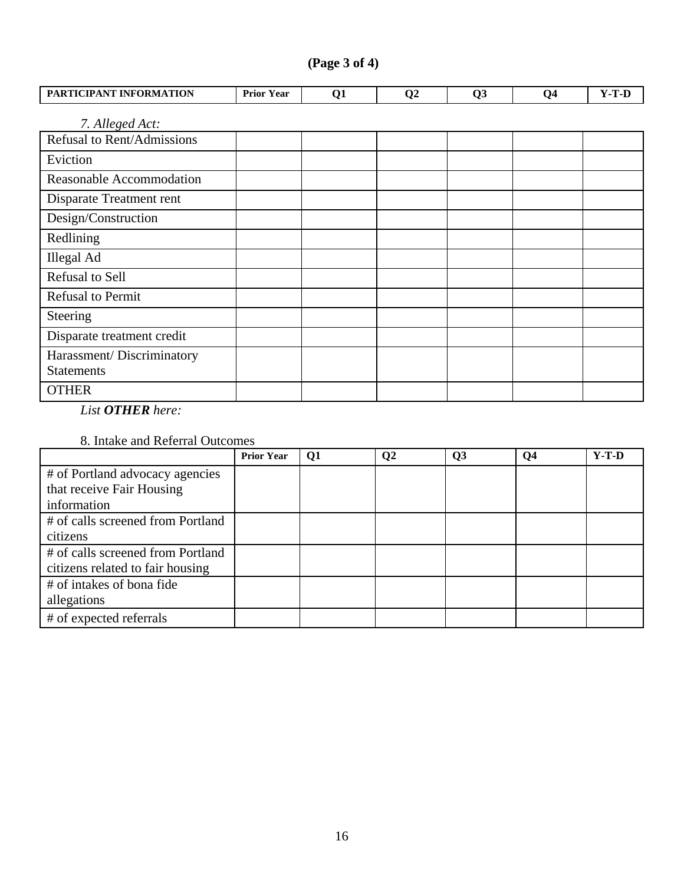**(Page 3 of 4)**

| PARTICIPANT INFORMATION | Prior Year | Q1 | Q2 | Q3 | Q4 | Y-T-D |
|---|---|---|---|---|---|---|

*7. Alleged Act:*

| | | | | | | |
|---|---|---|---|---|---|---|
| Refusal to Rent/Admissions | | | | | | |
| Eviction | | | | | | |
| Reasonable Accommodation | | | | | | |
| Disparate Treatment rent | | | | | | |
| Design/Construction | | | | | | |
| Redlining | | | | | | |
| Illegal Ad | | | | | | |
| Refusal to Sell | | | | | | |
| Refusal to Permit | | | | | | |
| Steering | | | | | | |
| Disparate treatment credit | | | | | | |
| Harassment/ Discriminatory Statements | | | | | | |
| OTHER | | | | | | |

*List **OTHER** here:*

8. Intake and Referral Outcomes

| | Prior Year | Q1 | Q2 | Q3 | Q4 | Y-T-D |
|---|---|---|---|---|---|---|
| # of Portland advocacy agencies that receive Fair Housing information | | | | | | |
| # of calls screened from Portland citizens | | | | | | |
| # of calls screened from Portland citizens related to fair housing | | | | | | |
| # of intakes of bona fide allegations | | | | | | |
| # of expected referrals | | | | | | |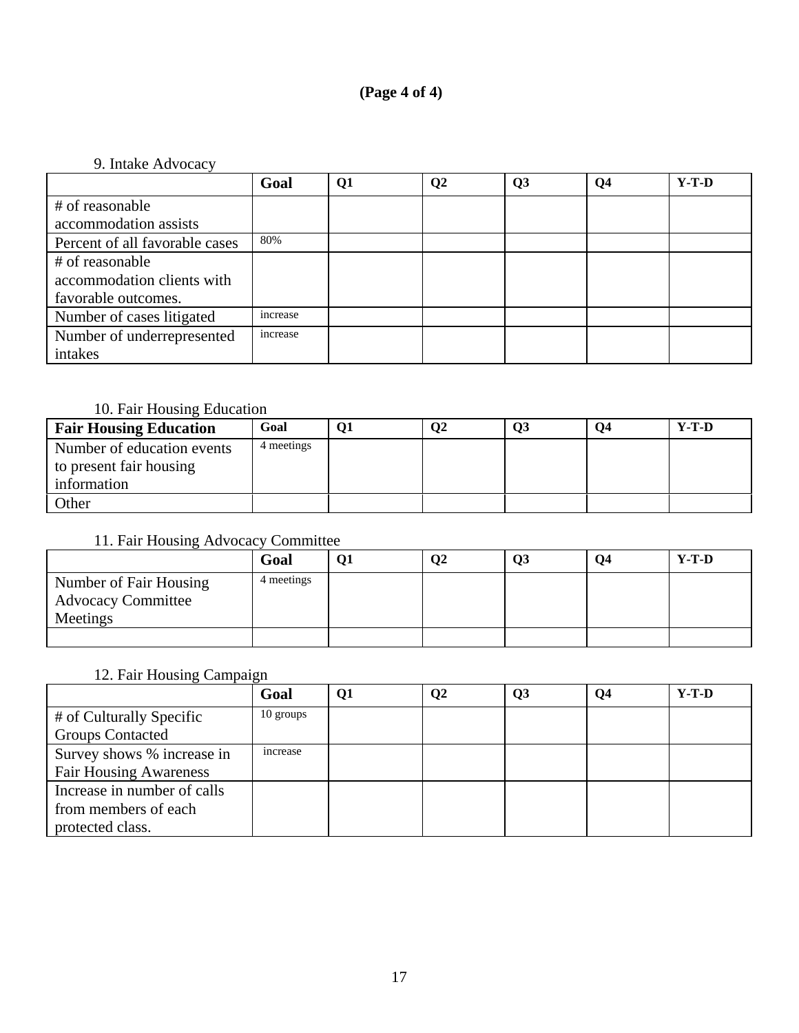**(Page 4 of 4)**

9. Intake Advocacy

| | Goal | Q1 | Q2 | Q3 | Q4 | Y-T-D |
|---|---|---|---|---|---|---|
| # of reasonable accommodation assists | | | | | | |
| Percent of all favorable cases | 80% | | | | | |
| # of reasonable accommodation clients with favorable outcomes. | | | | | | |
| Number of cases litigated | increase | | | | | |
| Number of underrepresented intakes | increase | | | | | |

10. Fair Housing Education

| Fair Housing Education | Goal | Q1 | Q2 | Q3 | Q4 | Y-T-D |
|---|---|---|---|---|---|---|
| Number of education events to present fair housing information | 4 meetings | | | | | |
| Other | | | | | | |

11. Fair Housing Advocacy Committee

| | Goal | Q1 | Q2 | Q3 | Q4 | Y-T-D |
|---|---|---|---|---|---|---|
| Number of Fair Housing Advocacy Committee Meetings | 4 meetings | | | | | |
| | | | | | | |

12. Fair Housing Campaign

| | Goal | Q1 | Q2 | Q3 | Q4 | Y-T-D |
|---|---|---|---|---|---|---|
| # of Culturally Specific Groups Contacted | 10 groups | | | | | |
| Survey shows % increase in Fair Housing Awareness | increase | | | | | |
| Increase in number of calls from members of each protected class. | | | | | | |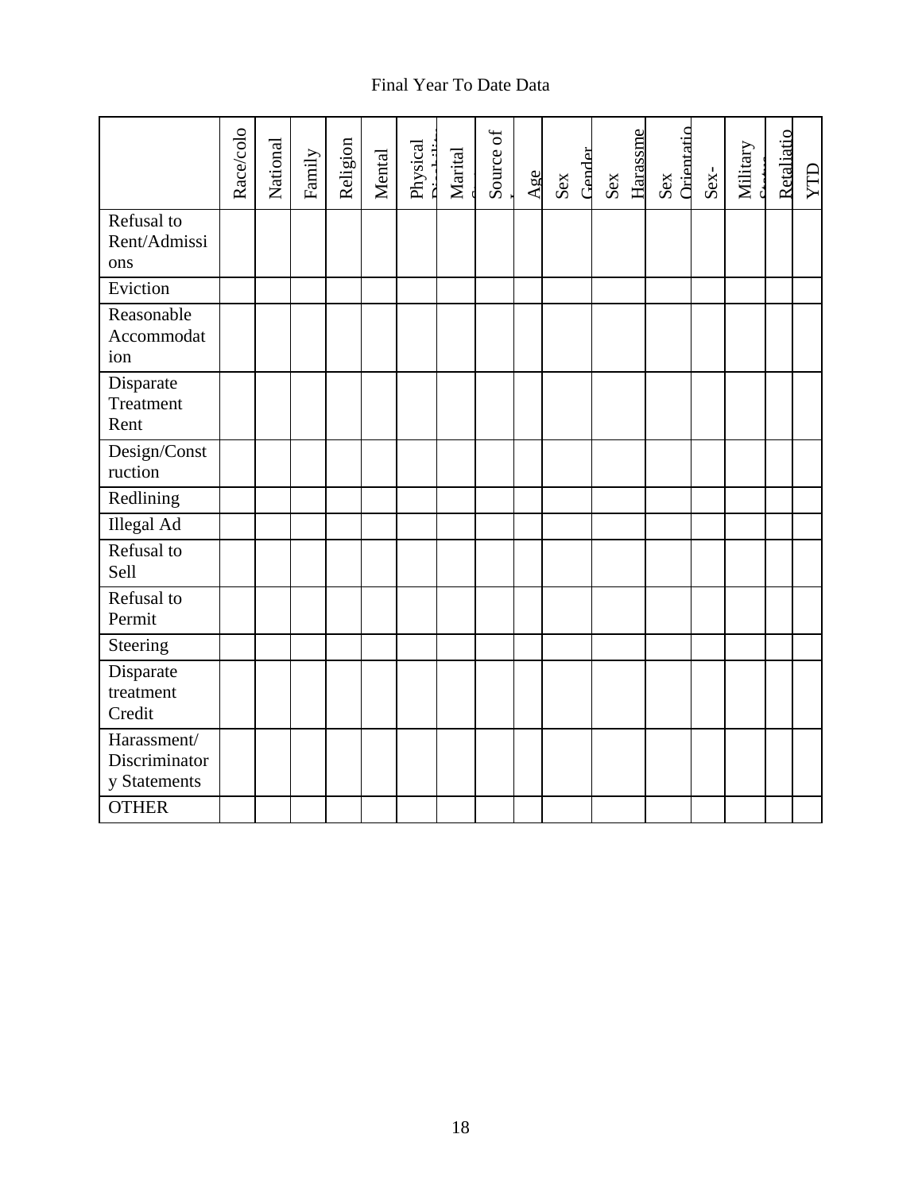Final Year To Date Data

| | Race/colo | National | Family | Religion | Mental | Physical Disability | Marital Status | Source of Income | Age | Sex Gender | Sex Harassment | Sex Orientation | Sex- | Military Status | Retaliation | YTD |
|---|---|---|---|---|---|---|---|---|---|---|---|---|---|---|---|---|
| Refusal to Rent/Admissions | | | | | | | | | | | | | | | | |
| Eviction | | | | | | | | | | | | | | | | |
| Reasonable Accommodation | | | | | | | | | | | | | | | | |
| Disparate Treatment Rent | | | | | | | | | | | | | | | | |
| Design/Construction | | | | | | | | | | | | | | | | |
| Redlining | | | | | | | | | | | | | | | | |
| Illegal Ad | | | | | | | | | | | | | | | | |
| Refusal to Sell | | | | | | | | | | | | | | | | |
| Refusal to Permit | | | | | | | | | | | | | | | | |
| Steering | | | | | | | | | | | | | | | | |
| Disparate treatment Credit | | | | | | | | | | | | | | | | |
| Harassment/ Discriminatory Statements | | | | | | | | | | | | | | | | |
| OTHER | | | | | | | | | | | | | | | | |